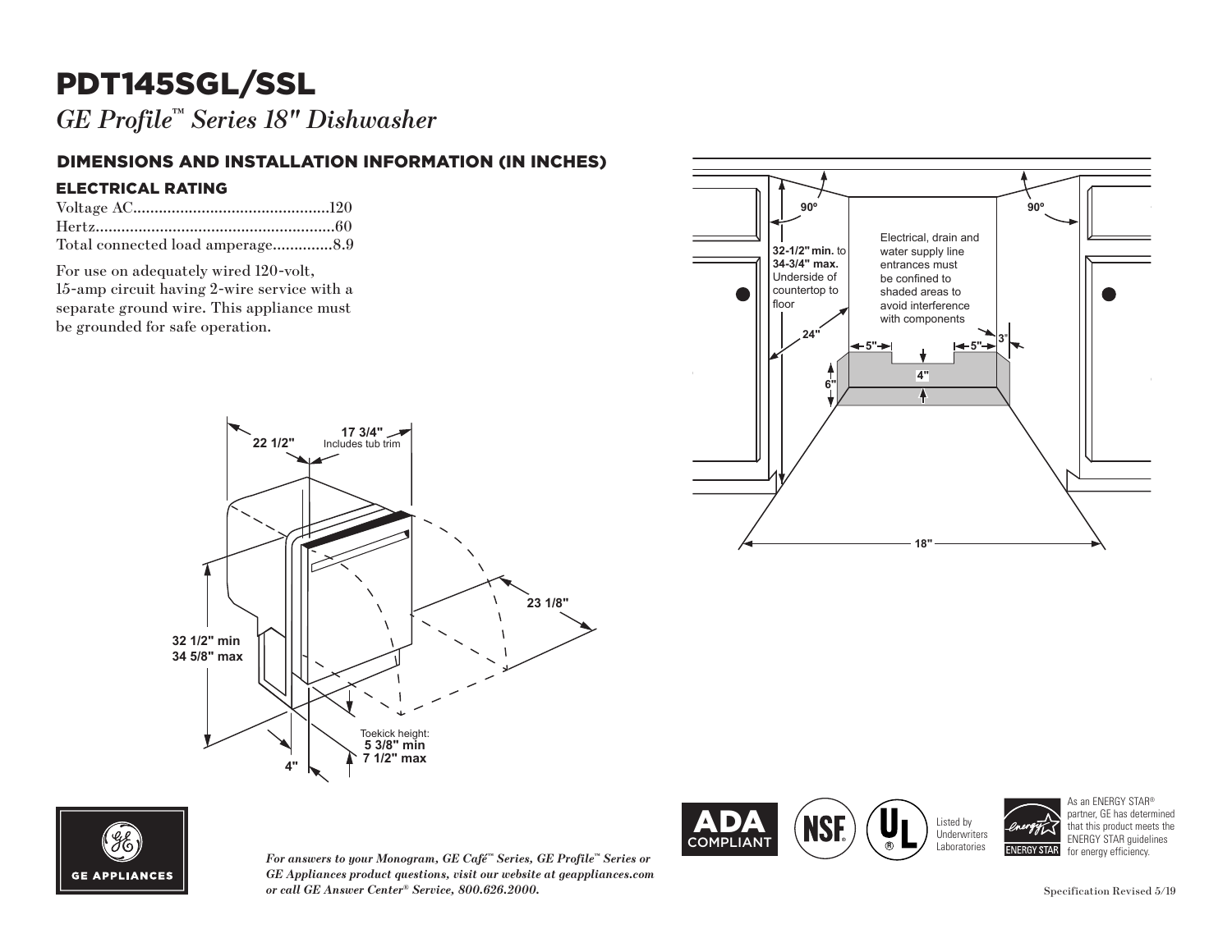# PDT145SGL/SSL

*GE Profile™ Series 18" Dishwasher*

## DIMENSIONS AND INSTALLATION INFORMATION (IN INCHES)

### ELECTRICAL RATING

Voltage AC..............................................120
Hertz........................................................60
Total connected load amperage..............8.9

For use on adequately wired 120-volt, 15-amp circuit having 2-wire service with a separate ground wire. This appliance must be grounded for safe operation.

22 1/2"

17 3/4" Includes tub trim

23 1/8"

32 1/2" min
34 5/8" max

4"

Toekick height:
5 3/8" min
7 1/2" max

90º

90º

**32-1/2" min.** to **34-3/4" max.** Underside of countertop to floor

Electrical, drain and water supply line entrances must be confined to shaded areas to avoid interference with components

24"

5"

5"

3"

4"

6"

18"

ADA COMPLIANT

Listed by Underwriters Laboratories

As an ENERGY STAR® partner, GE has determined that this product meets the ENERGY STAR guidelines for energy efficiency.

GE APPLIANCES

*For answers to your Monogram, GE Café™ Series, GE Profile™ Series or GE Appliances product questions, visit our website at geappliances.com or call GE Answer Center® Service, 800.626.2000.*

Specification Revised 5/19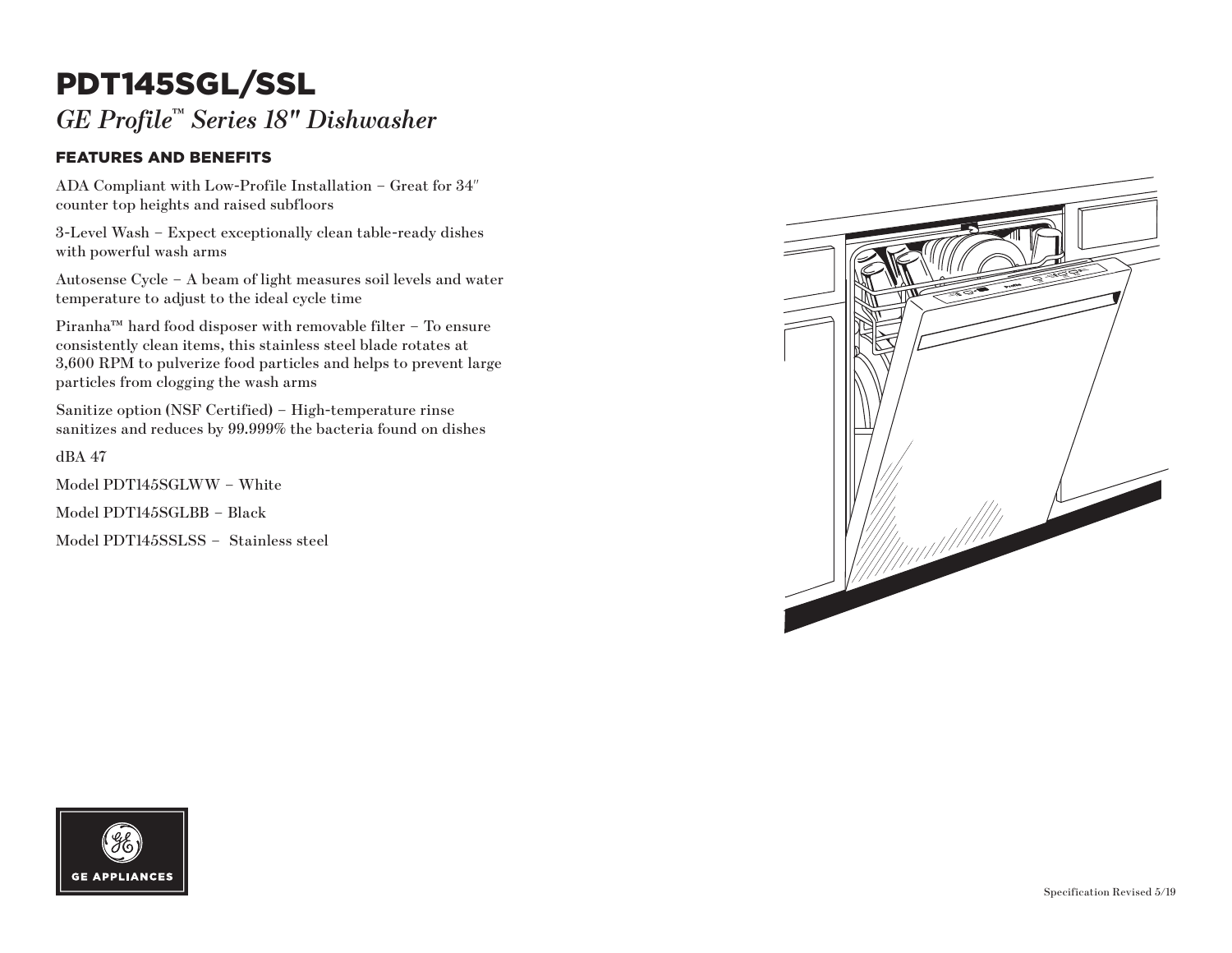# PDT145SGL/SSL

*GE Profile™ Series 18" Dishwasher*

### FEATURES AND BENEFITS

ADA Compliant with Low-Profile Installation – Great for 34″ counter top heights and raised subfloors

3-Level Wash – Expect exceptionally clean table-ready dishes with powerful wash arms

Autosense Cycle – A beam of light measures soil levels and water temperature to adjust to the ideal cycle time

Piranha™ hard food disposer with removable filter – To ensure consistently clean items, this stainless steel blade rotates at 3,600 RPM to pulverize food particles and helps to prevent large particles from clogging the wash arms

Sanitize option (NSF Certified) – High-temperature rinse sanitizes and reduces by 99.999% the bacteria found on dishes

dBA 47

Model PDT145SGLWW – White

Model PDT145SGLBB – Black

Model PDT145SSLSS – Stainless steel

GE APPLIANCES

Specification Revised 5/19